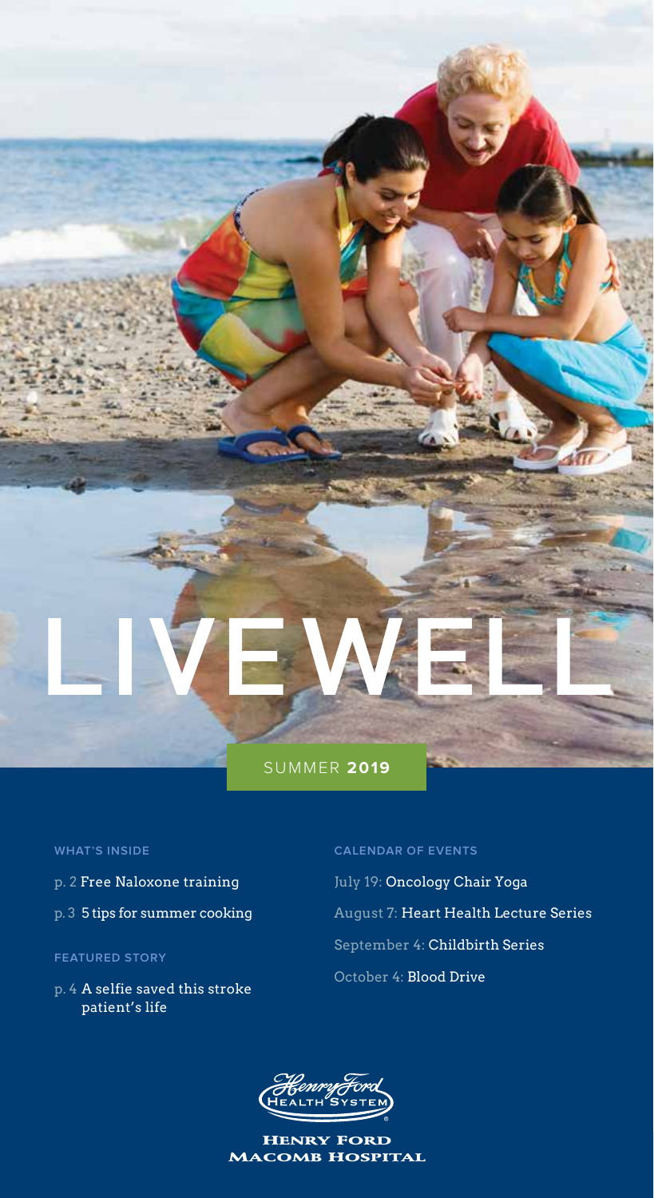# LIVEWELL

SUMMER **2019**

WHAT'S INSIDE

p. 2 Free Naloxone training

p. 3 5 tips for summer cooking

FEATURED STORY

p. 4 A selfie saved this stroke patient's life

CALENDAR OF EVENTS

July 19: Oncology Chair Yoga

August 7: Heart Health Lecture Series

September 4: Childbirth Series

October 4: Blood Drive

Henry Ford Health System

HENRY FORD MACOMB HOSPITAL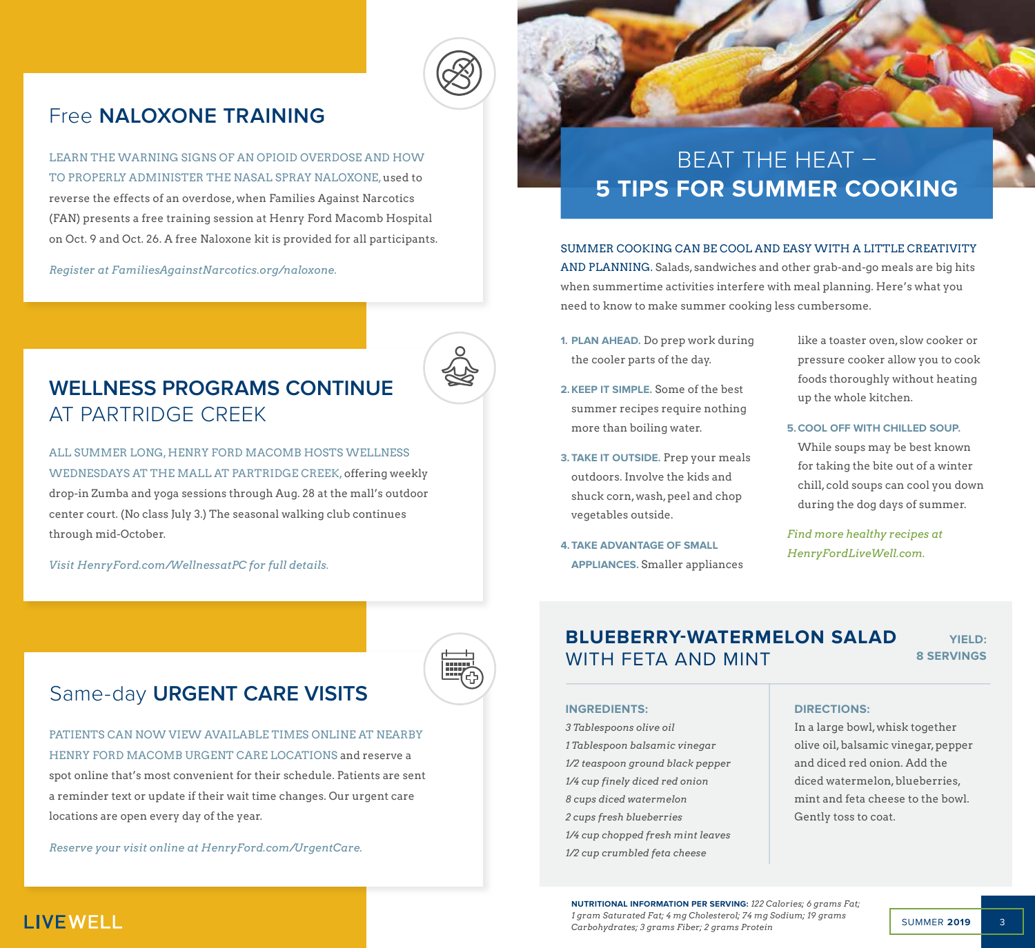## Free NALOXONE TRAINING

LEARN THE WARNING SIGNS OF AN OPIOID OVERDOSE AND HOW TO PROPERLY ADMINISTER THE NASAL SPRAY NALOXONE, used to reverse the effects of an overdose, when Families Against Narcotics (FAN) presents a free training session at Henry Ford Macomb Hospital on Oct. 9 and Oct. 26. A free Naloxone kit is provided for all participants.

*Register at FamiliesAgainstNarcotics.org/naloxone.*

## WELLNESS PROGRAMS CONTINUE AT PARTRIDGE CREEK

ALL SUMMER LONG, HENRY FORD MACOMB HOSTS WELLNESS WEDNESDAYS AT THE MALL AT PARTRIDGE CREEK, offering weekly drop-in Zumba and yoga sessions through Aug. 28 at the mall's outdoor center court. (No class July 3.) The seasonal walking club continues through mid-October.

*Visit HenryFord.com/WellnessatPC for full details.*

## Same-day URGENT CARE VISITS

PATIENTS CAN NOW VIEW AVAILABLE TIMES ONLINE AT NEARBY HENRY FORD MACOMB URGENT CARE LOCATIONS and reserve a spot online that's most convenient for their schedule. Patients are sent a reminder text or update if their wait time changes. Our urgent care locations are open every day of the year.

*Reserve your visit online at HenryFord.com/UrgentCare.*

## BEAT THE HEAT – 5 TIPS FOR SUMMER COOKING

SUMMER COOKING CAN BE COOL AND EASY WITH A LITTLE CREATIVITY AND PLANNING. Salads, sandwiches and other grab-and-go meals are big hits when summertime activities interfere with meal planning. Here's what you need to know to make summer cooking less cumbersome.

1. **PLAN AHEAD.** Do prep work during the cooler parts of the day.
2. **KEEP IT SIMPLE.** Some of the best summer recipes require nothing more than boiling water.
3. **TAKE IT OUTSIDE.** Prep your meals outdoors. Involve the kids and shuck corn, wash, peel and chop vegetables outside.
4. **TAKE ADVANTAGE OF SMALL APPLIANCES.** Smaller appliances like a toaster oven, slow cooker or pressure cooker allow you to cook foods thoroughly without heating up the whole kitchen.
5. **COOL OFF WITH CHILLED SOUP.** While soups may be best known for taking the bite out of a winter chill, cold soups can cool you down during the dog days of summer.

*Find more healthy recipes at HenryFordLiveWell.com.*

## BLUEBERRY-WATERMELON SALAD WITH FETA AND MINT

**YIELD: 8 SERVINGS**

**INGREDIENTS:**

*3 Tablespoons olive oil*
*1 Tablespoon balsamic vinegar*
*1/2 teaspoon ground black pepper*
*1/4 cup finely diced red onion*
*8 cups diced watermelon*
*2 cups fresh blueberries*
*1/4 cup chopped fresh mint leaves*
*1/2 cup crumbled feta cheese*

**DIRECTIONS:**

In a large bowl, whisk together olive oil, balsamic vinegar, pepper and diced red onion. Add the diced watermelon, blueberries, mint and feta cheese to the bowl. Gently toss to coat.

**NUTRITIONAL INFORMATION PER SERVING:** *122 Calories; 6 grams Fat; 1 gram Saturated Fat; 4 mg Cholesterol; 74 mg Sodium; 19 grams Carbohydrates; 3 grams Fiber; 2 grams Protein*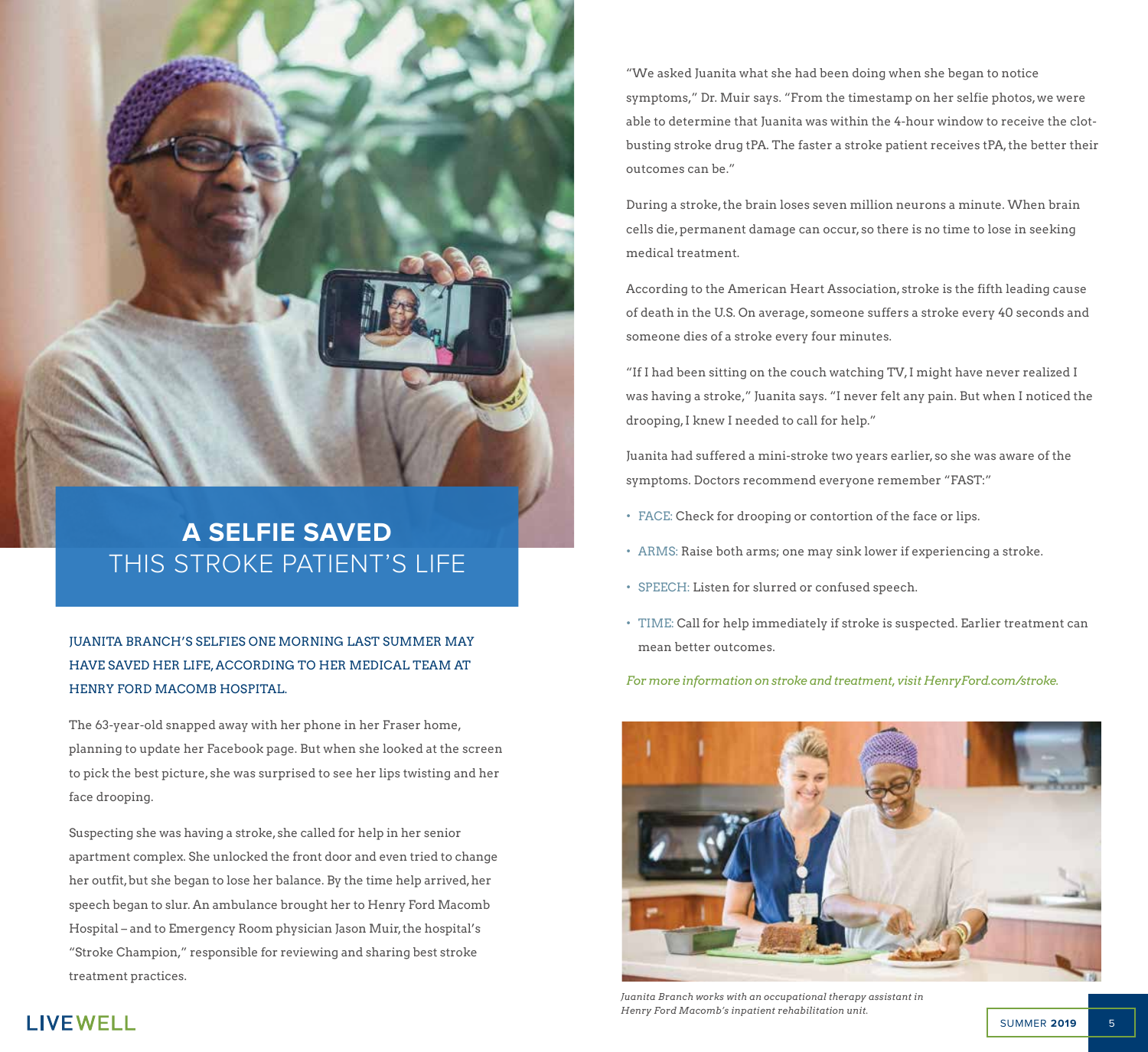# A SELFIE SAVED THIS STROKE PATIENT'S LIFE

JUANITA BRANCH'S SELFIES ONE MORNING LAST SUMMER MAY HAVE SAVED HER LIFE, ACCORDING TO HER MEDICAL TEAM AT HENRY FORD MACOMB HOSPITAL.

The 63-year-old snapped away with her phone in her Fraser home, planning to update her Facebook page. But when she looked at the screen to pick the best picture, she was surprised to see her lips twisting and her face drooping.

Suspecting she was having a stroke, she called for help in her senior apartment complex. She unlocked the front door and even tried to change her outfit, but she began to lose her balance. By the time help arrived, her speech began to slur. An ambulance brought her to Henry Ford Macomb Hospital – and to Emergency Room physician Jason Muir, the hospital's "Stroke Champion," responsible for reviewing and sharing best stroke treatment practices.

"We asked Juanita what she had been doing when she began to notice symptoms," Dr. Muir says. "From the timestamp on her selfie photos, we were able to determine that Juanita was within the 4-hour window to receive the clot-busting stroke drug tPA. The faster a stroke patient receives tPA, the better their outcomes can be."

During a stroke, the brain loses seven million neurons a minute. When brain cells die, permanent damage can occur, so there is no time to lose in seeking medical treatment.

According to the American Heart Association, stroke is the fifth leading cause of death in the U.S. On average, someone suffers a stroke every 40 seconds and someone dies of a stroke every four minutes.

"If I had been sitting on the couch watching TV, I might have never realized I was having a stroke," Juanita says. "I never felt any pain. But when I noticed the drooping, I knew I needed to call for help."

Juanita had suffered a mini-stroke two years earlier, so she was aware of the symptoms. Doctors recommend everyone remember "FAST:"

- FACE: Check for drooping or contortion of the face or lips.
- ARMS: Raise both arms; one may sink lower if experiencing a stroke.
- SPEECH: Listen for slurred or confused speech.
- TIME: Call for help immediately if stroke is suspected. Earlier treatment can mean better outcomes.

*For more information on stroke and treatment, visit HenryFord.com/stroke.*

*Juanita Branch works with an occupational therapy assistant in Henry Ford Macomb's inpatient rehabilitation unit.*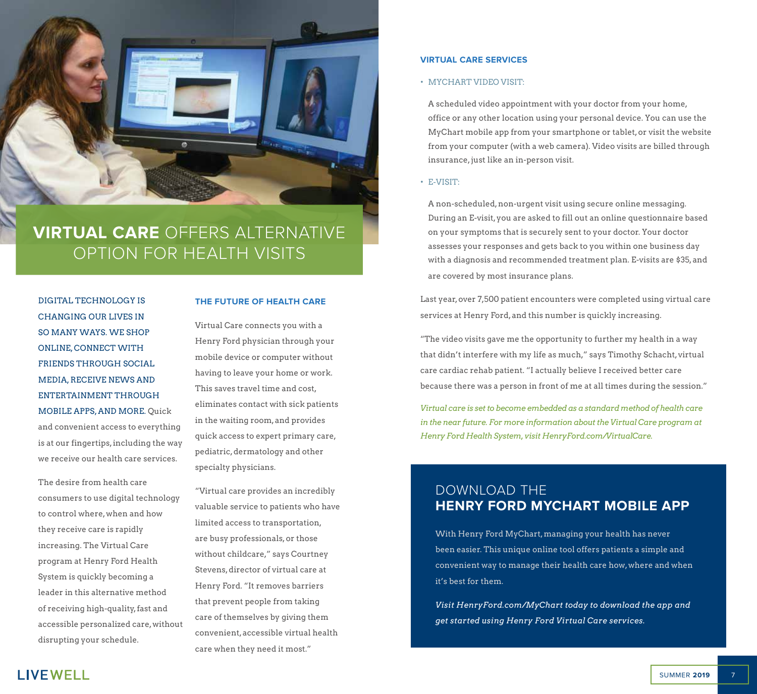# VIRTUAL CARE OFFERS ALTERNATIVE OPTION FOR HEALTH VISITS

DIGITAL TECHNOLOGY IS CHANGING OUR LIVES IN SO MANY WAYS. WE SHOP ONLINE, CONNECT WITH FRIENDS THROUGH SOCIAL MEDIA, RECEIVE NEWS AND ENTERTAINMENT THROUGH MOBILE APPS, AND MORE. Quick and convenient access to everything is at our fingertips, including the way we receive our health care services.

The desire from health care consumers to use digital technology to control where, when and how they receive care is rapidly increasing. The Virtual Care program at Henry Ford Health System is quickly becoming a leader in this alternative method of receiving high-quality, fast and accessible personalized care, without disrupting your schedule.

## THE FUTURE OF HEALTH CARE

Virtual Care connects you with a Henry Ford physician through your mobile device or computer without having to leave your home or work. This saves travel time and cost, eliminates contact with sick patients in the waiting room, and provides quick access to expert primary care, pediatric, dermatology and other specialty physicians.

"Virtual care provides an incredibly valuable service to patients who have limited access to transportation, are busy professionals, or those without childcare," says Courtney Stevens, director of virtual care at Henry Ford. "It removes barriers that prevent people from taking care of themselves by giving them convenient, accessible virtual health care when they need it most."

## VIRTUAL CARE SERVICES

- MYCHART VIDEO VISIT:

  A scheduled video appointment with your doctor from your home, office or any other location using your personal device. You can use the MyChart mobile app from your smartphone or tablet, or visit the website from your computer (with a web camera). Video visits are billed through insurance, just like an in-person visit.

- E-VISIT:

  A non-scheduled, non-urgent visit using secure online messaging. During an E-visit, you are asked to fill out an online questionnaire based on your symptoms that is securely sent to your doctor. Your doctor assesses your responses and gets back to you within one business day with a diagnosis and recommended treatment plan. E-visits are $35, and are covered by most insurance plans.

Last year, over 7,500 patient encounters were completed using virtual care services at Henry Ford, and this number is quickly increasing.

"The video visits gave me the opportunity to further my health in a way that didn't interfere with my life as much," says Timothy Schacht, virtual care cardiac rehab patient. "I actually believe I received better care because there was a person in front of me at all times during the session."

*Virtual care is set to become embedded as a standard method of health care in the near future. For more information about the Virtual Care program at Henry Ford Health System, visit HenryFord.com/VirtualCare.*

## DOWNLOAD THE **HENRY FORD MYCHART MOBILE APP**

With Henry Ford MyChart, managing your health has never been easier. This unique online tool offers patients a simple and convenient way to manage their health care how, where and when it's best for them.

*Visit HenryFord.com/MyChart today to download the app and get started using Henry Ford Virtual Care services.*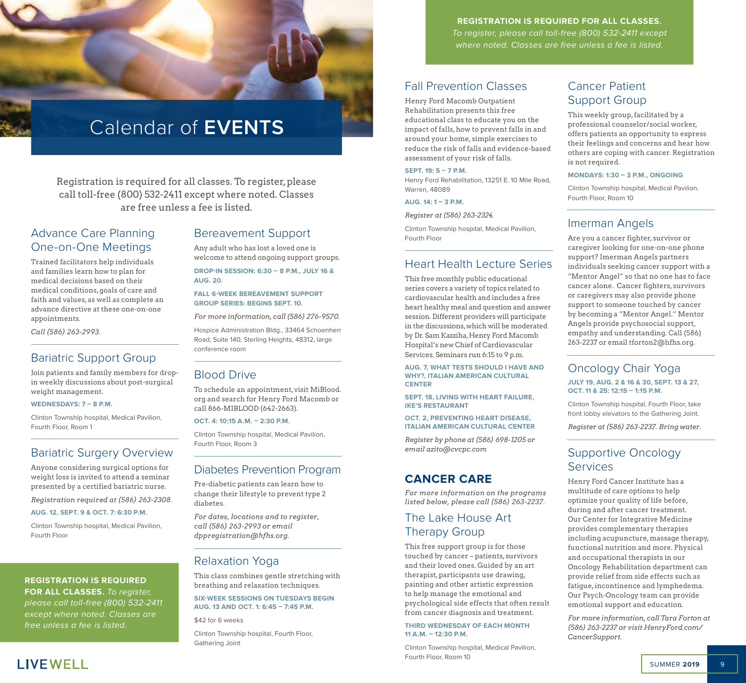# Calendar of EVENTS

Registration is required for all classes. To register, please call toll-free (800) 532-2411 except where noted. Classes are free unless a fee is listed.

## Advance Care Planning One-on-One Meetings

Trained facilitators help individuals and families learn how to plan for medical decisions based on their medical conditions, goals of care and faith and values, as well as complete an advance directive at these one-on-one appointments.

*Call (586) 263-2993.*

## Bariatric Support Group

Join patients and family members for drop-in weekly discussions about post-surgical weight management.

**WEDNESDAYS: 7 – 8 P.M.**

Clinton Township hospital, Medical Pavilion, Fourth Floor, Room 1

## Bariatric Surgery Overview

Anyone considering surgical options for weight loss is invited to attend a seminar presented by a certified bariatric nurse.

*Registration required at (586) 263-2308.*

**AUG. 12, SEPT. 9 & OCT. 7: 6:30 P.M.**

Clinton Township hospital, Medical Pavilion, Fourth Floor

**REGISTRATION IS REQUIRED FOR ALL CLASSES.** *To register, please call toll-free (800) 532-2411 except where noted. Classes are free unless a fee is listed.*

## Bereavement Support

Any adult who has lost a loved one is welcome to attend ongoing support groups.

**DROP-IN SESSION: 6:30 – 8 P.M., JULY 16 & AUG. 20.**

**FALL 6-WEEK BEREAVEMENT SUPPORT GROUP SERIES: BEGINS SEPT. 10.**

*For more information, call (586) 276-9570.*

Hospice Administration Bldg., 33464 Schoenherr Road, Suite 140, Sterling Heights, 48312, large conference room

## Blood Drive

To schedule an appointment, visit MiBlood.org and search for Henry Ford Macomb or call 866-MIBLOOD (642-2663).

**OCT. 4: 10:15 A.M. – 2:30 P.M.**

Clinton Township hospital, Medical Pavilion, Fourth Floor, Room 3

## Diabetes Prevention Program

Pre-diabetic patients can learn how to change their lifestyle to prevent type 2 diabetes.

*For dates, locations and to register, call (586) 263-2993 or email dppregistration@hfhs.org.*

## Relaxation Yoga

This class combines gentle stretching with breathing and relaxation techniques.

**SIX-WEEK SESSIONS ON TUESDAYS BEGIN AUG. 13 AND OCT. 1: 6:45 – 7:45 P.M.**

$42 for 6 weeks

Clinton Township hospital, Fourth Floor, Gathering Joint

**REGISTRATION IS REQUIRED FOR ALL CLASSES.** *To register, please call toll-free (800) 532-2411 except where noted. Classes are free unless a fee is listed.*

## Fall Prevention Classes

Henry Ford Macomb Outpatient Rehabilitation presents this free educational class to educate you on the impact of falls, how to prevent falls in and around your home, simple exercises to reduce the risk of falls and evidence-based assessment of your risk of falls.

**SEPT. 19: 5 – 7 P.M.**

Henry Ford Rehabilitation, 13251 E. 10 Mile Road, Warren, 48089

**AUG. 14: 1 – 3 P.M.**

*Register at (586) 263-2324.*

Clinton Township hospital, Medical Pavilion, Fourth Floor

## Heart Health Lecture Series

This free monthly public educational series covers a variety of topics related to cardiovascular health and includes a free heart healthy meal and question and answer session. Different providers will participate in the discussions, which will be moderated by Dr. Sam Kazziha, Henry Ford Macomb Hospital's new Chief of Cardiovascular Services. Seminars run 6:15 to 9 p.m.

**AUG. 7, WHAT TESTS SHOULD I HAVE AND WHY?, ITALIAN AMERICAN CULTURAL CENTER**

**SEPT. 18, LIVING WITH HEART FAILURE, IKE'S RESTAURANT**

**OCT. 2, PREVENTING HEART DISEASE, ITALIAN AMERICAN CULTURAL CENTER**

*Register by phone at (586) 698-1205 or email azito@cvcpc.com*

# CANCER CARE

*For more information on the programs listed below, please call (586) 263-2237.*

## The Lake House Art Therapy Group

This free support group is for those touched by cancer – patients, survivors and their loved ones. Guided by an art therapist, participants use drawing, painting and other artistic expression to help manage the emotional and psychological side effects that often result from cancer diagnosis and treatment.

**THIRD WEDNESDAY OF EACH MONTH 11 A.M. – 12:30 P.M.**

Clinton Township hospital, Medical Pavilion, Fourth Floor, Room 10

## Cancer Patient Support Group

This weekly group, facilitated by a professional counselor/social worker, offers patients an opportunity to express their feelings and concerns and hear how others are coping with cancer. Registration is not required.

**MONDAYS: 1:30 – 3 P.M., ONGOING**

Clinton Township hospital, Medical Pavilion, Fourth Floor, Room 10

## Imerman Angels

Are you a cancer fighter, survivor or caregiver looking for one-on-one phone support? Imerman Angels partners individuals seeking cancer support with a "Mentor Angel" so that no one has to face cancer alone. Cancer fighters, survivors or caregivers may also provide phone support to someone touched by cancer by becoming a "Mentor Angel." Mentor Angels provide psychosocial support, empathy and understanding. Call (586) 263-2237 or email tforton2@hfhs.org.

## Oncology Chair Yoga

**JULY 19, AUG. 2 & 16 & 30, SEPT. 13 & 27, OCT. 11 & 25: 12:15 – 1:15 P.M.**

Clinton Township hospital, Fourth Floor, take front lobby elevators to the Gathering Joint.

*Register at (586) 263-2237. Bring water.*

## Supportive Oncology Services

Henry Ford Cancer Institute has a multitude of care options to help optimize your quality of life before, during and after cancer treatment. Our Center for Integrative Medicine provides complementary therapies including acupuncture, massage therapy, functional nutrition and more. Physical and occupational therapists in our Oncology Rehabilitation department can provide relief from side effects such as fatigue, incontinence and lymphedema. Our Psych-Oncology team can provide emotional support and education.

*For more information, call Tara Forton at (586) 263-2237 or visit HenryFord.com/CancerSupport.*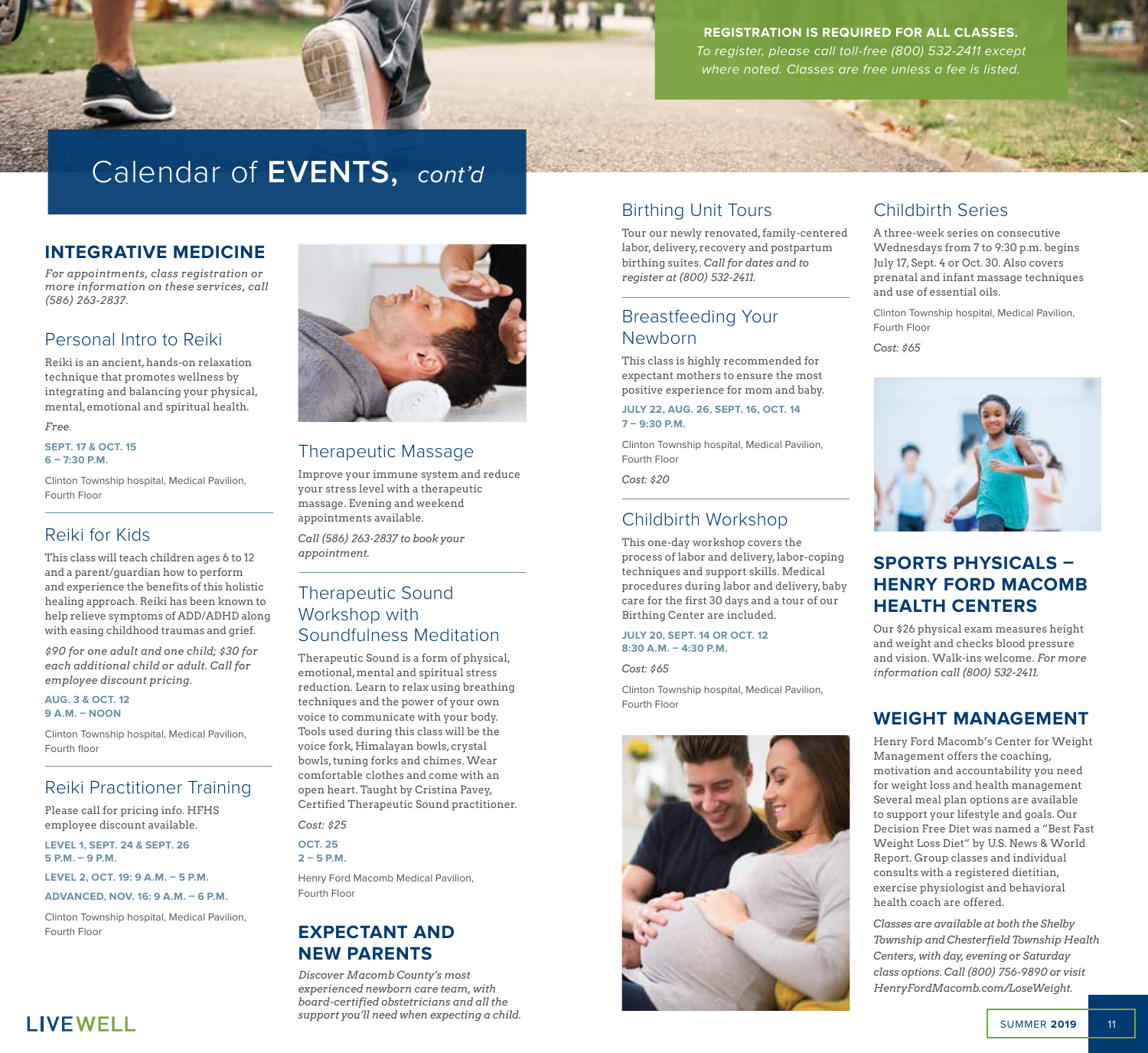**REGISTRATION IS REQUIRED FOR ALL CLASSES.**
*To register, please call toll-free (800) 532-2411 except where noted. Classes are free unless a fee is listed.*

# Calendar of **EVENTS,** *cont'd*

## INTEGRATIVE MEDICINE

*For appointments, class registration or more information on these services, call (586) 263-2837.*

### Personal Intro to Reiki

Reiki is an ancient, hands-on relaxation technique that promotes wellness by integrating and balancing your physical, mental, emotional and spiritual health.

*Free.*

**SEPT. 17 & OCT. 15**
**6 – 7:30 P.M.**

Clinton Township hospital, Medical Pavilion, Fourth Floor

### Reiki for Kids

This class will teach children ages 6 to 12 and a parent/guardian how to perform and experience the benefits of this holistic healing approach. Reiki has been known to help relieve symptoms of ADD/ADHD along with easing childhood traumas and grief.

*$90 for one adult and one child; $30 for each additional child or adult. Call for employee discount pricing.*

**AUG. 3 & OCT. 12**
**9 A.M. – NOON**

Clinton Township hospital, Medical Pavilion, Fourth floor

### Reiki Practitioner Training

Please call for pricing info. HFHS employee discount available.

**LEVEL 1, SEPT. 24 & SEPT. 26**
**5 P.M. – 9 P.M.**

**LEVEL 2, OCT. 19: 9 A.M. – 5 P.M.**

**ADVANCED, NOV. 16: 9 A.M. – 6 P.M.**

Clinton Township hospital, Medical Pavilion, Fourth Floor

### Therapeutic Massage

Improve your immune system and reduce your stress level with a therapeutic massage. Evening and weekend appointments available.

*Call (586) 263-2837 to book your appointment.*

### Therapeutic Sound Workshop with Soundfulness Meditation

Therapeutic Sound is a form of physical, emotional, mental and spiritual stress reduction. Learn to relax using breathing techniques and the power of your own voice to communicate with your body. Tools used during this class will be the voice fork, Himalayan bowls, crystal bowls, tuning forks and chimes. Wear comfortable clothes and come with an open heart. Taught by Cristina Pavey, Certified Therapeutic Sound practitioner.

*Cost: $25*

**OCT. 25**
**2 – 5 P.M.**

Henry Ford Macomb Medical Pavilion, Fourth Floor

## EXPECTANT AND NEW PARENTS

*Discover Macomb County's most experienced newborn care team, with board-certified obstetricians and all the support you'll need when expecting a child.*

### Birthing Unit Tours

Tour our newly renovated, family-centered labor, delivery, recovery and postpartum birthing suites. *Call for dates and to register at (800) 532-2411.*

### Breastfeeding Your Newborn

This class is highly recommended for expectant mothers to ensure the most positive experience for mom and baby.

**JULY 22, AUG. 26, SEPT. 16, OCT. 14**
**7 – 9:30 P.M.**

Clinton Township hospital, Medical Pavilion, Fourth Floor

*Cost: $20*

### Childbirth Workshop

This one-day workshop covers the process of labor and delivery, labor-coping techniques and support skills. Medical procedures during labor and delivery, baby care for the first 30 days and a tour of our Birthing Center are included.

**JULY 20, SEPT. 14 OR OCT. 12**
**8:30 A.M. – 4:30 P.M.**

*Cost: $65*

Clinton Township hospital, Medical Pavilion, Fourth Floor

### Childbirth Series

A three-week series on consecutive Wednesdays from 7 to 9:30 p.m. begins July 17, Sept. 4 or Oct. 30. Also covers prenatal and infant massage techniques and use of essential oils.

Clinton Township hospital, Medical Pavilion, Fourth Floor

*Cost: $65*

## SPORTS PHYSICALS – HENRY FORD MACOMB HEALTH CENTERS

Our $26 physical exam measures height and weight and checks blood pressure and vision. Walk-ins welcome. *For more information call (800) 532-2411.*

## WEIGHT MANAGEMENT

Henry Ford Macomb's Center for Weight Management offers the coaching, motivation and accountability you need for weight loss and health management Several meal plan options are available to support your lifestyle and goals. Our Decision Free Diet was named a "Best Fast Weight Loss Diet" by U.S. News & World Report. Group classes and individual consults with a registered dietitian, exercise physiologist and behavioral health coach are offered.

*Classes are available at both the Shelby Township and Chesterfield Township Health Centers, with day, evening or Saturday class options. Call (800) 756-9890 or visit HenryFordMacomb.com/LoseWeight.*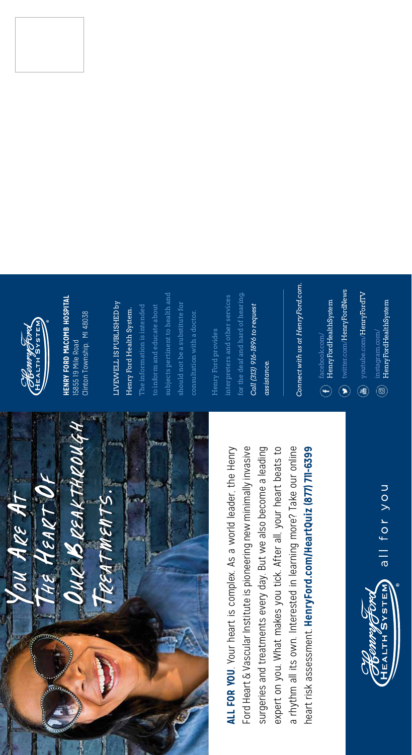# You Are At The Heart Of Our Breakthrough Treatments.

**ALL FOR YOU**. Your heart is complex. As a world leader, the Henry Ford Heart & Vascular Institute is pioneering new minimally invasive surgeries and treatments every day. But we also become a leading expert on you. What makes you tick. After all, your heart beats to a rhythm all its own. Interested in learning more? Take our online heart risk assessment. **HenryFord.com/HeartQuiz (877) 711-6399**

Henry Ford Health System

all for you

Henry Ford Health System

**HENRY FORD MACOMB HOSPITAL**
15855 19 Mile Road
Clinton Township, MI 48038

LIVEWELL IS PUBLISHED by Henry Ford Health System. The information is intended to inform and educate about subjects pertinent to health and should not be a substitute for consultation with a doctor.

Henry Ford provides interpreters and other services for the deaf and hard of hearing. *Call (313) 916-1896 to request assistance.*

*Connect with us at HenryFord.com.*

- facebook.com/HenryFordHealthSystem
- twitter.com/HenryFordNews
- youtube.com/HenryFordTV
- instagram.com/HenryFordHealthSystem